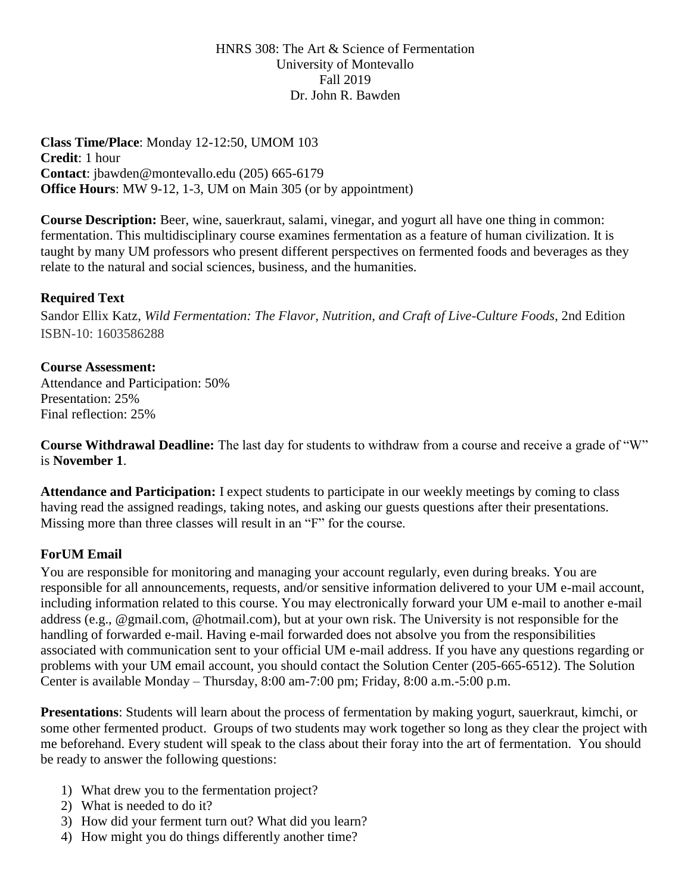HNRS 308: The Art & Science of Fermentation
University of Montevallo
Fall 2019
Dr. John R. Bawden

**Class Time/Place**: Monday 12-12:50, UMOM 103
**Credit**: 1 hour
**Contact**: jbawden@montevallo.edu (205) 665-6179
**Office Hours**: MW 9-12, 1-3, UM on Main 305 (or by appointment)

**Course Description:** Beer, wine, sauerkraut, salami, vinegar, and yogurt all have one thing in common: fermentation. This multidisciplinary course examines fermentation as a feature of human civilization. It is taught by many UM professors who present different perspectives on fermented foods and beverages as they relate to the natural and social sciences, business, and the humanities.

**Required Text**

Sandor Ellix Katz, *Wild Fermentation: The Flavor, Nutrition, and Craft of Live-Culture Foods*, 2nd Edition
ISBN-10: 1603586288

**Course Assessment:**
Attendance and Participation: 50%
Presentation: 25%
Final reflection: 25%

**Course Withdrawal Deadline:** The last day for students to withdraw from a course and receive a grade of "W" is **November 1**.

**Attendance and Participation:** I expect students to participate in our weekly meetings by coming to class having read the assigned readings, taking notes, and asking our guests questions after their presentations. Missing more than three classes will result in an "F" for the course.

**ForUM Email**

You are responsible for monitoring and managing your account regularly, even during breaks. You are responsible for all announcements, requests, and/or sensitive information delivered to your UM e-mail account, including information related to this course. You may electronically forward your UM e-mail to another e-mail address (e.g., @gmail.com, @hotmail.com), but at your own risk. The University is not responsible for the handling of forwarded e-mail. Having e-mail forwarded does not absolve you from the responsibilities associated with communication sent to your official UM e-mail address. If you have any questions regarding or problems with your UM email account, you should contact the Solution Center (205-665-6512). The Solution Center is available Monday – Thursday, 8:00 am-7:00 pm; Friday, 8:00 a.m.-5:00 p.m.

**Presentations**: Students will learn about the process of fermentation by making yogurt, sauerkraut, kimchi, or some other fermented product. Groups of two students may work together so long as they clear the project with me beforehand. Every student will speak to the class about their foray into the art of fermentation. You should be ready to answer the following questions:

1) What drew you to the fermentation project?
2) What is needed to do it?
3) How did your ferment turn out? What did you learn?
4) How might you do things differently another time?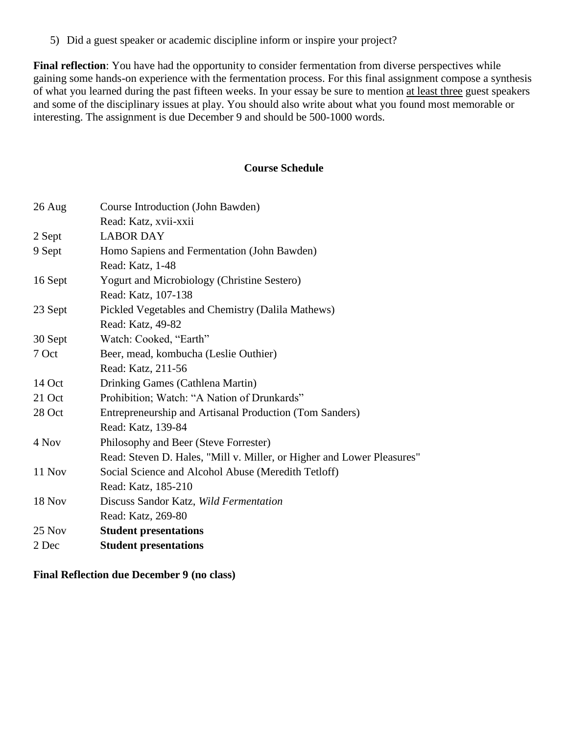5) Did a guest speaker or academic discipline inform or inspire your project?

**Final reflection**: You have had the opportunity to consider fermentation from diverse perspectives while gaining some hands-on experience with the fermentation process. For this final assignment compose a synthesis of what you learned during the past fifteen weeks. In your essay be sure to mention <u>at least three</u> guest speakers and some of the disciplinary issues at play. You should also write about what you found most memorable or interesting. The assignment is due December 9 and should be 500-1000 words.

## Course Schedule

| | |
|---|---|
| 26 Aug | Course Introduction (John Bawden)<br>Read: Katz, xvii-xxii |
| 2 Sept | LABOR DAY |
| 9 Sept | Homo Sapiens and Fermentation (John Bawden)<br>Read: Katz, 1-48 |
| 16 Sept | Yogurt and Microbiology (Christine Sestero)<br>Read: Katz, 107-138 |
| 23 Sept | Pickled Vegetables and Chemistry (Dalila Mathews)<br>Read: Katz, 49-82 |
| 30 Sept | Watch: Cooked, "Earth" |
| 7 Oct | Beer, mead, kombucha (Leslie Outhier)<br>Read: Katz, 211-56 |
| 14 Oct | Drinking Games (Cathlena Martin) |
| 21 Oct | Prohibition; Watch: "A Nation of Drunkards" |
| 28 Oct | Entrepreneurship and Artisanal Production (Tom Sanders)<br>Read: Katz, 139-84 |
| 4 Nov | Philosophy and Beer (Steve Forrester)<br>Read: Steven D. Hales, "Mill v. Miller, or Higher and Lower Pleasures" |
| 11 Nov | Social Science and Alcohol Abuse (Meredith Tetloff)<br>Read: Katz, 185-210 |
| 18 Nov | Discuss Sandor Katz, *Wild Fermentation*<br>Read: Katz, 269-80 |
| 25 Nov | **Student presentations** |
| 2 Dec | **Student presentations** |

**Final Reflection due December 9 (no class)**